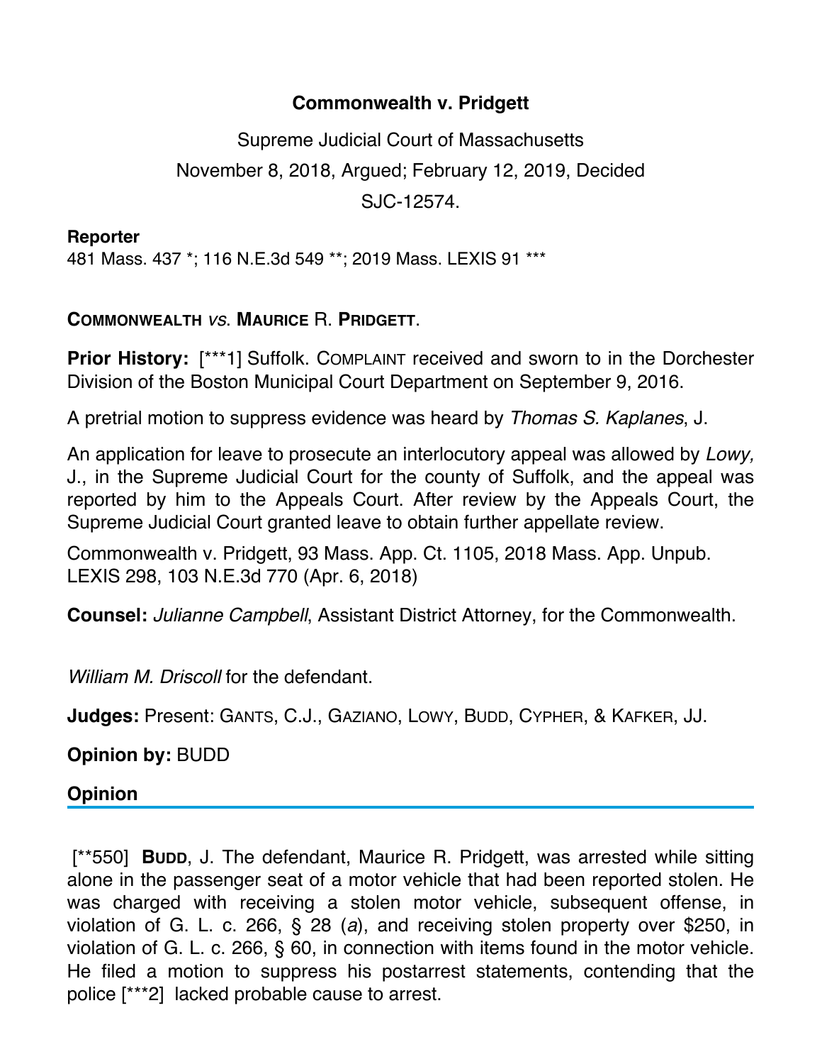# Commonwealth v. Pridgett

Supreme Judicial Court of Massachusetts

November 8, 2018, Argued; February 12, 2019, Decided

SJC-12574.

**Reporter**

481 Mass. 437 *; 116 N.E.3d 549 **; 2019 Mass. LEXIS 91 ***

**COMMONWEALTH** *vs.* **MAURICE** R. **PRIDGETT**.

**Prior History:** [***1] Suffolk. COMPLAINT received and sworn to in the Dorchester Division of the Boston Municipal Court Department on September 9, 2016.

A pretrial motion to suppress evidence was heard by *Thomas S. Kaplanes*, J.

An application for leave to prosecute an interlocutory appeal was allowed by *Lowy,* J., in the Supreme Judicial Court for the county of Suffolk, and the appeal was reported by him to the Appeals Court. After review by the Appeals Court, the Supreme Judicial Court granted leave to obtain further appellate review.

Commonwealth v. Pridgett, 93 Mass. App. Ct. 1105, 2018 Mass. App. Unpub. LEXIS 298, 103 N.E.3d 770 (Apr. 6, 2018)

**Counsel:** *Julianne Campbell*, Assistant District Attorney, for the Commonwealth.

*William M. Driscoll* for the defendant.

**Judges:** Present: GANTS, C.J., GAZIANO, LOWY, BUDD, CYPHER, & KAFKER, JJ.

**Opinion by:** BUDD

## Opinion

[**550] **BUDD**, J. The defendant, Maurice R. Pridgett, was arrested while sitting alone in the passenger seat of a motor vehicle that had been reported stolen. He was charged with receiving a stolen motor vehicle, subsequent offense, in violation of G. L. c. 266, § 28 (*a*), and receiving stolen property over $250, in violation of G. L. c. 266, § 60, in connection with items found in the motor vehicle. He filed a motion to suppress his postarrest statements, contending that the police [***2] lacked probable cause to arrest.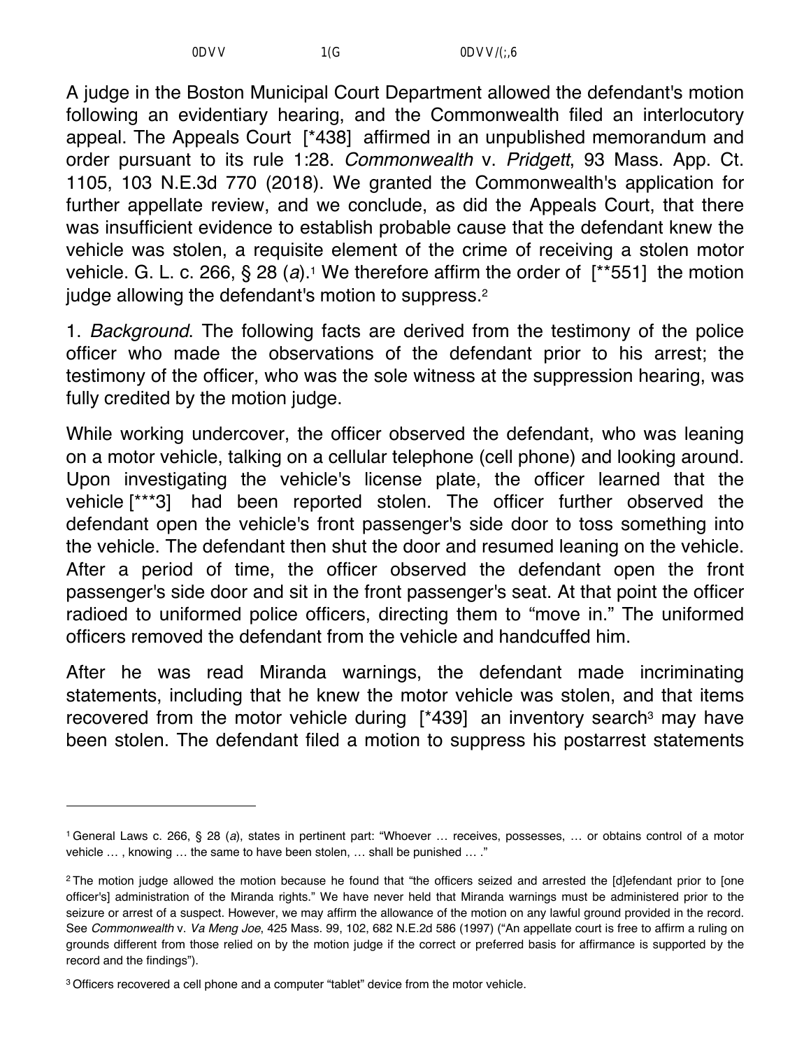A judge in the Boston Municipal Court Department allowed the defendant's motion following an evidentiary hearing, and the Commonwealth filed an interlocutory appeal. The Appeals Court [*438] affirmed in an unpublished memorandum and order pursuant to its rule 1:28. *Commonwealth* v. *Pridgett*, 93 Mass. App. Ct. 1105, 103 N.E.3d 770 (2018). We granted the Commonwealth's application for further appellate review, and we conclude, as did the Appeals Court, that there was insufficient evidence to establish probable cause that the defendant knew the vehicle was stolen, a requisite element of the crime of receiving a stolen motor vehicle. G. L. c. 266, § 28 (*a*).[1] We therefore affirm the order of [**551] the motion judge allowing the defendant's motion to suppress.[2]

1. *Background*. The following facts are derived from the testimony of the police officer who made the observations of the defendant prior to his arrest; the testimony of the officer, who was the sole witness at the suppression hearing, was fully credited by the motion judge.

While working undercover, the officer observed the defendant, who was leaning on a motor vehicle, talking on a cellular telephone (cell phone) and looking around. Upon investigating the vehicle's license plate, the officer learned that the vehicle [***3] had been reported stolen. The officer further observed the defendant open the vehicle's front passenger's side door to toss something into the vehicle. The defendant then shut the door and resumed leaning on the vehicle. After a period of time, the officer observed the defendant open the front passenger's side door and sit in the front passenger's seat. At that point the officer radioed to uniformed police officers, directing them to "move in." The uniformed officers removed the defendant from the vehicle and handcuffed him.

After he was read Miranda warnings, the defendant made incriminating statements, including that he knew the motor vehicle was stolen, and that items recovered from the motor vehicle during [*439] an inventory search[3] may have been stolen. The defendant filed a motion to suppress his postarrest statements

---

[1] General Laws c. 266, § 28 (*a*), states in pertinent part: "Whoever … receives, possesses, … or obtains control of a motor vehicle … , knowing … the same to have been stolen, … shall be punished … ."

[2] The motion judge allowed the motion because he found that "the officers seized and arrested the [d]efendant prior to [one officer's] administration of the Miranda rights." We have never held that Miranda warnings must be administered prior to the seizure or arrest of a suspect. However, we may affirm the allowance of the motion on any lawful ground provided in the record. See *Commonwealth* v. *Va Meng Joe*, 425 Mass. 99, 102, 682 N.E.2d 586 (1997) ("An appellate court is free to affirm a ruling on grounds different from those relied on by the motion judge if the correct or preferred basis for affirmance is supported by the record and the findings").

[3] Officers recovered a cell phone and a computer "tablet" device from the motor vehicle.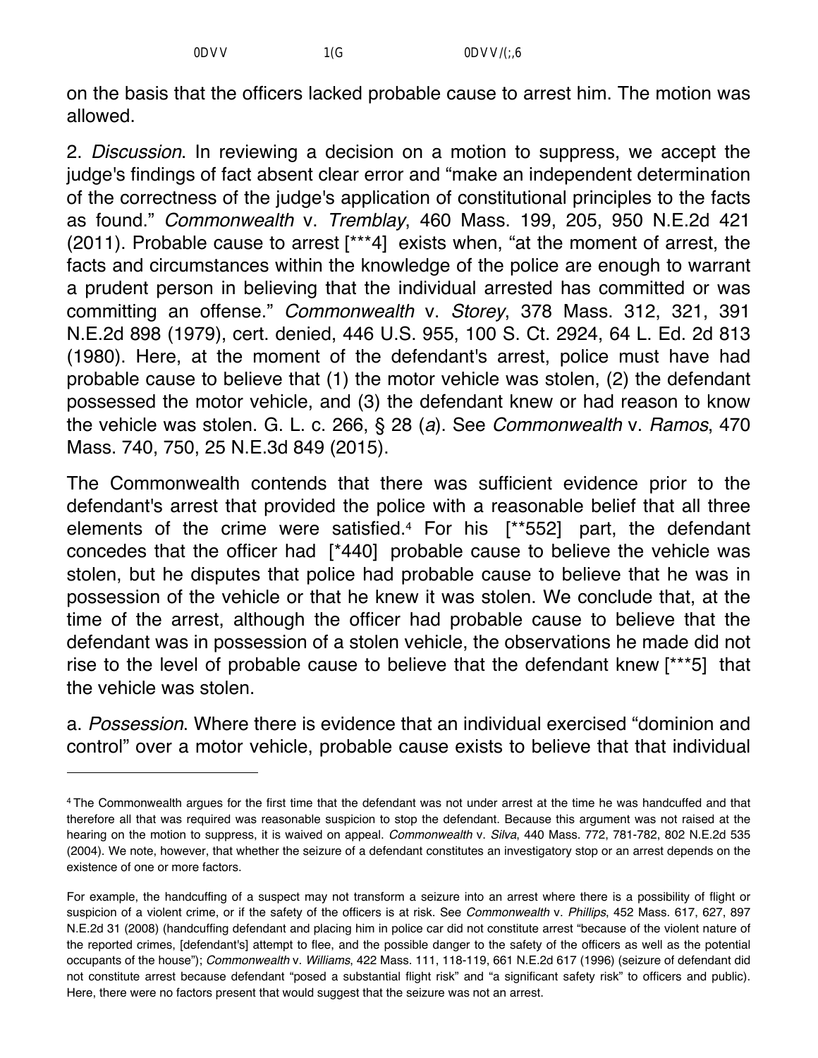on the basis that the officers lacked probable cause to arrest him. The motion was allowed.

2. *Discussion*. In reviewing a decision on a motion to suppress, we accept the judge's findings of fact absent clear error and "make an independent determination of the correctness of the judge's application of constitutional principles to the facts as found." *Commonwealth* v. *Tremblay*, 460 Mass. 199, 205, 950 N.E.2d 421 (2011). Probable cause to arrest [***4] exists when, "at the moment of arrest, the facts and circumstances within the knowledge of the police are enough to warrant a prudent person in believing that the individual arrested has committed or was committing an offense." *Commonwealth* v. *Storey*, 378 Mass. 312, 321, 391 N.E.2d 898 (1979), cert. denied, 446 U.S. 955, 100 S. Ct. 2924, 64 L. Ed. 2d 813 (1980). Here, at the moment of the defendant's arrest, police must have had probable cause to believe that (1) the motor vehicle was stolen, (2) the defendant possessed the motor vehicle, and (3) the defendant knew or had reason to know the vehicle was stolen. G. L. c. 266, § 28 (*a*). See *Commonwealth* v. *Ramos*, 470 Mass. 740, 750, 25 N.E.3d 849 (2015).

The Commonwealth contends that there was sufficient evidence prior to the defendant's arrest that provided the police with a reasonable belief that all three elements of the crime were satisfied.[4] For his [**552] part, the defendant concedes that the officer had [*440] probable cause to believe the vehicle was stolen, but he disputes that police had probable cause to believe that he was in possession of the vehicle or that he knew it was stolen. We conclude that, at the time of the arrest, although the officer had probable cause to believe that the defendant was in possession of a stolen vehicle, the observations he made did not rise to the level of probable cause to believe that the defendant knew [***5] that the vehicle was stolen.

a. *Possession*. Where there is evidence that an individual exercised "dominion and control" over a motor vehicle, probable cause exists to believe that that individual

---

[4] The Commonwealth argues for the first time that the defendant was not under arrest at the time he was handcuffed and that therefore all that was required was reasonable suspicion to stop the defendant. Because this argument was not raised at the hearing on the motion to suppress, it is waived on appeal. *Commonwealth* v. *Silva*, 440 Mass. 772, 781-782, 802 N.E.2d 535 (2004). We note, however, that whether the seizure of a defendant constitutes an investigatory stop or an arrest depends on the existence of one or more factors.

For example, the handcuffing of a suspect may not transform a seizure into an arrest where there is a possibility of flight or suspicion of a violent crime, or if the safety of the officers is at risk. See *Commonwealth* v. *Phillips*, 452 Mass. 617, 627, 897 N.E.2d 31 (2008) (handcuffing defendant and placing him in police car did not constitute arrest "because of the violent nature of the reported crimes, [defendant's] attempt to flee, and the possible danger to the safety of the officers as well as the potential occupants of the house"); *Commonwealth* v. *Williams*, 422 Mass. 111, 118-119, 661 N.E.2d 617 (1996) (seizure of defendant did not constitute arrest because defendant "posed a substantial flight risk" and "a significant safety risk" to officers and public). Here, there were no factors present that would suggest that the seizure was not an arrest.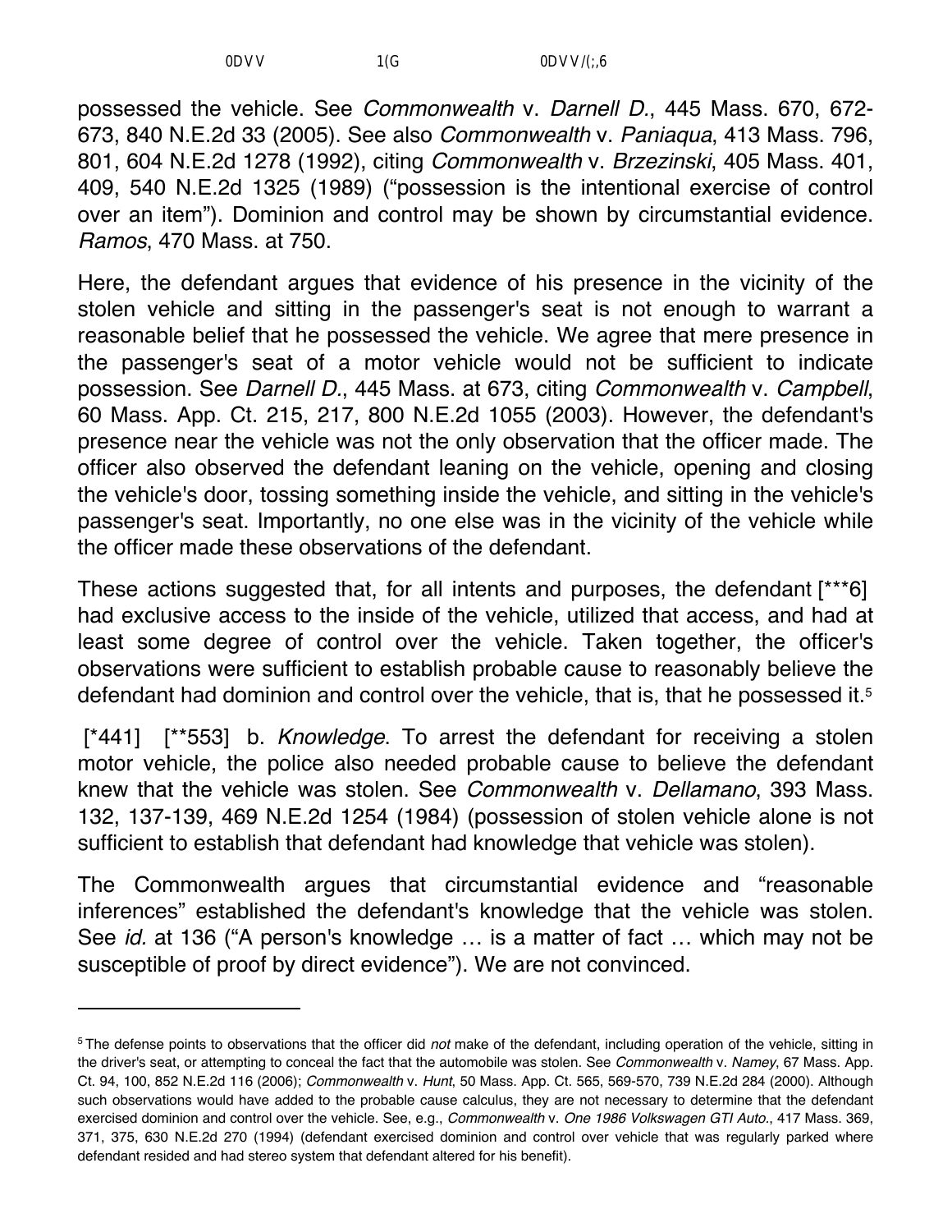possessed the vehicle. See *Commonwealth* v. *Darnell D.*, 445 Mass. 670, 672-673, 840 N.E.2d 33 (2005). See also *Commonwealth* v. *Paniaqua*, 413 Mass. 796, 801, 604 N.E.2d 1278 (1992), citing *Commonwealth* v. *Brzezinski*, 405 Mass. 401, 409, 540 N.E.2d 1325 (1989) ("possession is the intentional exercise of control over an item"). Dominion and control may be shown by circumstantial evidence. *Ramos*, 470 Mass. at 750.

Here, the defendant argues that evidence of his presence in the vicinity of the stolen vehicle and sitting in the passenger's seat is not enough to warrant a reasonable belief that he possessed the vehicle. We agree that mere presence in the passenger's seat of a motor vehicle would not be sufficient to indicate possession. See *Darnell D.*, 445 Mass. at 673, citing *Commonwealth* v. *Campbell*, 60 Mass. App. Ct. 215, 217, 800 N.E.2d 1055 (2003). However, the defendant's presence near the vehicle was not the only observation that the officer made. The officer also observed the defendant leaning on the vehicle, opening and closing the vehicle's door, tossing something inside the vehicle, and sitting in the vehicle's passenger's seat. Importantly, no one else was in the vicinity of the vehicle while the officer made these observations of the defendant.

These actions suggested that, for all intents and purposes, the defendant [***6] had exclusive access to the inside of the vehicle, utilized that access, and had at least some degree of control over the vehicle. Taken together, the officer's observations were sufficient to establish probable cause to reasonably believe the defendant had dominion and control over the vehicle, that is, that he possessed it.[5]

[*441] [**553] b. *Knowledge*. To arrest the defendant for receiving a stolen motor vehicle, the police also needed probable cause to believe the defendant knew that the vehicle was stolen. See *Commonwealth* v. *Dellamano*, 393 Mass. 132, 137-139, 469 N.E.2d 1254 (1984) (possession of stolen vehicle alone is not sufficient to establish that defendant had knowledge that vehicle was stolen).

The Commonwealth argues that circumstantial evidence and "reasonable inferences" established the defendant's knowledge that the vehicle was stolen. See *id.* at 136 ("A person's knowledge … is a matter of fact … which may not be susceptible of proof by direct evidence"). We are not convinced.

---

[5] The defense points to observations that the officer did *not* make of the defendant, including operation of the vehicle, sitting in the driver's seat, or attempting to conceal the fact that the automobile was stolen. See *Commonwealth* v. *Namey*, 67 Mass. App. Ct. 94, 100, 852 N.E.2d 116 (2006); *Commonwealth* v. *Hunt*, 50 Mass. App. Ct. 565, 569-570, 739 N.E.2d 284 (2000). Although such observations would have added to the probable cause calculus, they are not necessary to determine that the defendant exercised dominion and control over the vehicle. See, e.g., *Commonwealth* v. *One 1986 Volkswagen GTI Auto.*, 417 Mass. 369, 371, 375, 630 N.E.2d 270 (1994) (defendant exercised dominion and control over vehicle that was regularly parked where defendant resided and had stereo system that defendant altered for his benefit).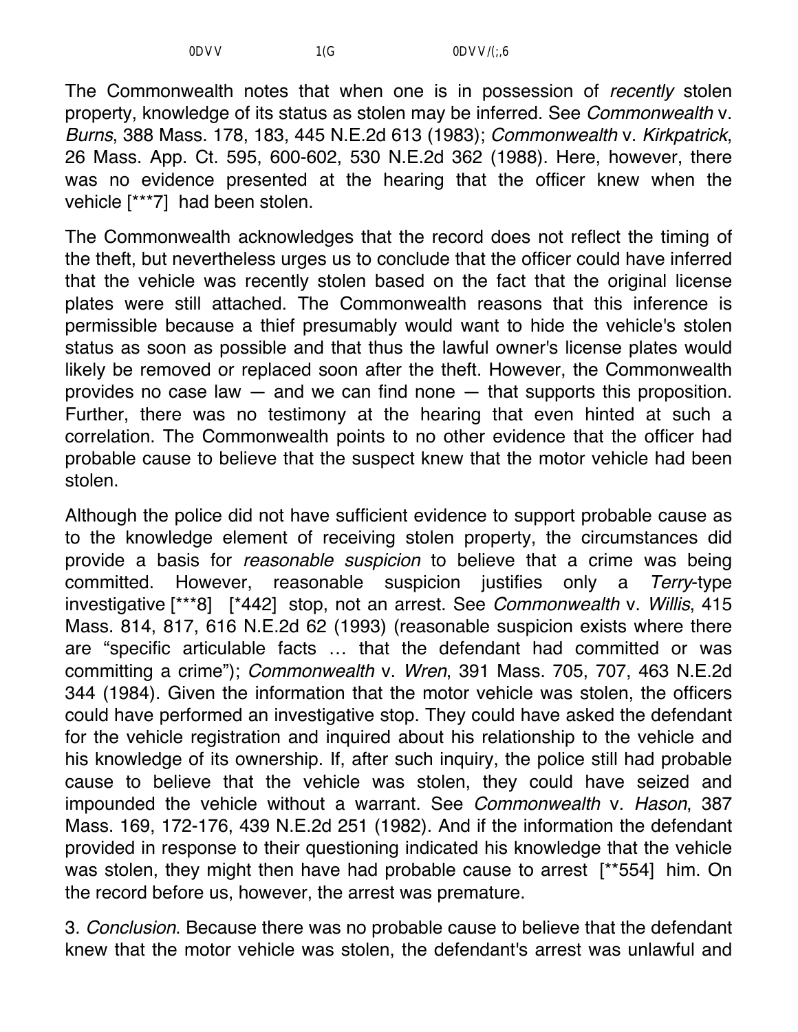The Commonwealth notes that when one is in possession of *recently* stolen property, knowledge of its status as stolen may be inferred. See *Commonwealth* v. *Burns*, 388 Mass. 178, 183, 445 N.E.2d 613 (1983); *Commonwealth* v. *Kirkpatrick*, 26 Mass. App. Ct. 595, 600-602, 530 N.E.2d 362 (1988). Here, however, there was no evidence presented at the hearing that the officer knew when the vehicle [***7] had been stolen.

The Commonwealth acknowledges that the record does not reflect the timing of the theft, but nevertheless urges us to conclude that the officer could have inferred that the vehicle was recently stolen based on the fact that the original license plates were still attached. The Commonwealth reasons that this inference is permissible because a thief presumably would want to hide the vehicle's stolen status as soon as possible and that thus the lawful owner's license plates would likely be removed or replaced soon after the theft. However, the Commonwealth provides no case law — and we can find none — that supports this proposition. Further, there was no testimony at the hearing that even hinted at such a correlation. The Commonwealth points to no other evidence that the officer had probable cause to believe that the suspect knew that the motor vehicle had been stolen.

Although the police did not have sufficient evidence to support probable cause as to the knowledge element of receiving stolen property, the circumstances did provide a basis for *reasonable suspicion* to believe that a crime was being committed. However, reasonable suspicion justifies only a *Terry*-type investigative [***8] [*442] stop, not an arrest. See *Commonwealth* v. *Willis*, 415 Mass. 814, 817, 616 N.E.2d 62 (1993) (reasonable suspicion exists where there are "specific articulable facts … that the defendant had committed or was committing a crime"); *Commonwealth* v. *Wren*, 391 Mass. 705, 707, 463 N.E.2d 344 (1984). Given the information that the motor vehicle was stolen, the officers could have performed an investigative stop. They could have asked the defendant for the vehicle registration and inquired about his relationship to the vehicle and his knowledge of its ownership. If, after such inquiry, the police still had probable cause to believe that the vehicle was stolen, they could have seized and impounded the vehicle without a warrant. See *Commonwealth* v. *Hason*, 387 Mass. 169, 172-176, 439 N.E.2d 251 (1982). And if the information the defendant provided in response to their questioning indicated his knowledge that the vehicle was stolen, they might then have had probable cause to arrest [**554] him. On the record before us, however, the arrest was premature.

3. *Conclusion*. Because there was no probable cause to believe that the defendant knew that the motor vehicle was stolen, the defendant's arrest was unlawful and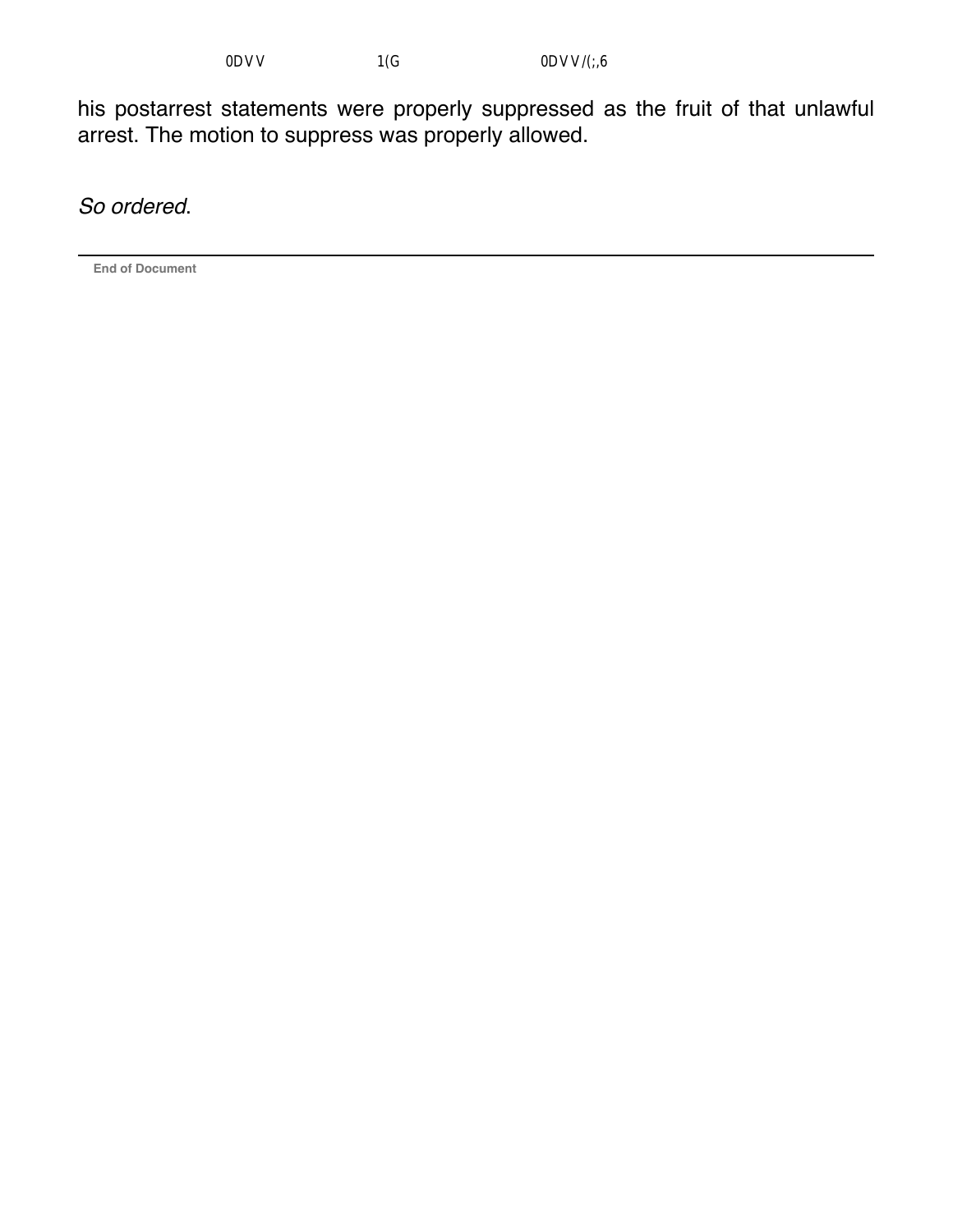his postarrest statements were properly suppressed as the fruit of that unlawful arrest. The motion to suppress was properly allowed.

*So ordered*.

**End of Document**